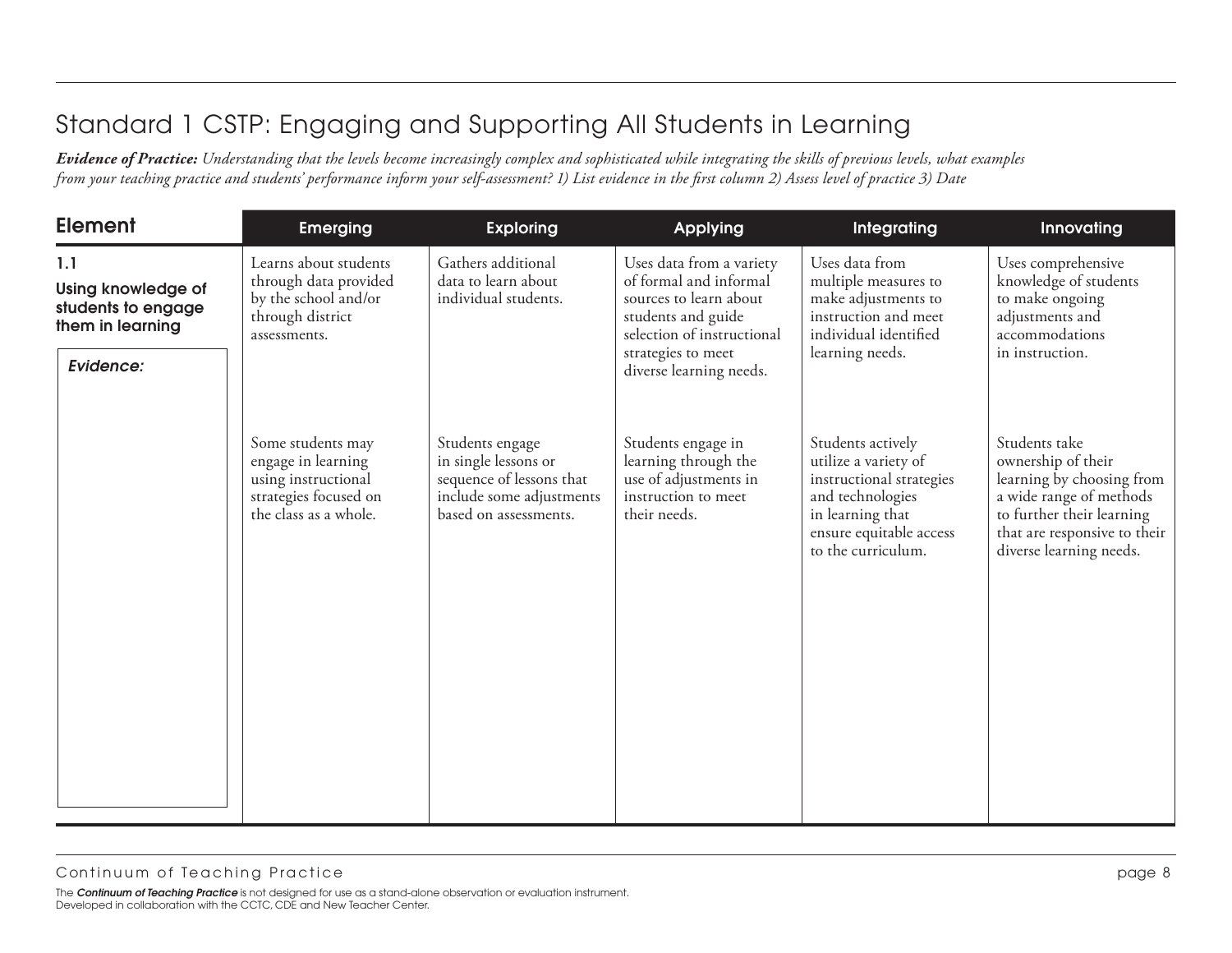## Standard 1 CSTP: Engaging and Supporting All Students in Learning

***Evidence of Practice:*** *Understanding that the levels become increasingly complex and sophisticated while integrating the skills of previous levels, what examples from your teaching practice and students' performance inform your self-assessment? 1) List evidence in the first column 2) Assess level of practice 3) Date*

| Element | Emerging | Exploring | Applying | Integrating | Innovating |
|---|---|---|---|---|---|
| **1.1 Using knowledge of students to engage them in learning** | Learns about students through data provided by the school and/or through district assessments. | Gathers additional data to learn about individual students. | Uses data from a variety of formal and informal sources to learn about students and guide selection of instructional strategies to meet diverse learning needs. | Uses data from multiple measures to make adjustments to instruction and meet individual identified learning needs. | Uses comprehensive knowledge of students to make ongoing adjustments and accommodations in instruction. |
| *Evidence:* | Some students may engage in learning using instructional strategies focused on the class as a whole. | Students engage in single lessons or sequence of lessons that include some adjustments based on assessments. | Students engage in learning through the use of adjustments in instruction to meet their needs. | Students actively utilize a variety of instructional strategies and technologies in learning that ensure equitable access to the curriculum. | Students take ownership of their learning by choosing from a wide range of methods to further their learning that are responsive to their diverse learning needs. |

The ***Continuum of Teaching Practice*** is not designed for use as a stand-alone observation or evaluation instrument.
Developed in collaboration with the CCTC, CDE and New Teacher Center.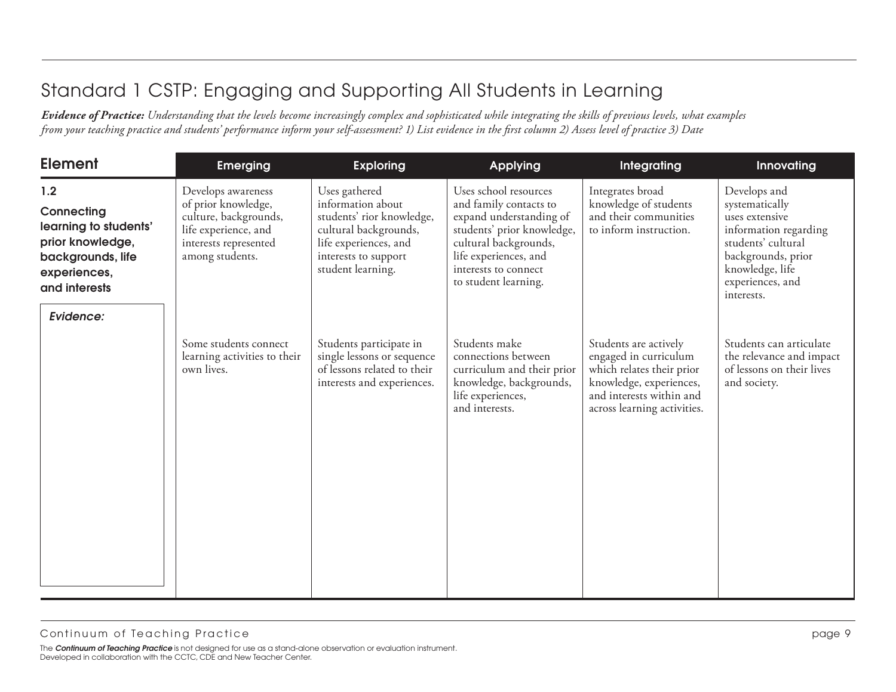# Standard 1 CSTP: Engaging and Supporting All Students in Learning

***Evidence of Practice:*** *Understanding that the levels become increasingly complex and sophisticated while integrating the skills of previous levels, what examples from your teaching practice and students' performance inform your self-assessment? 1) List evidence in the first column 2) Assess level of practice 3) Date*

| Element | Emerging | Exploring | Applying | Integrating | Innovating |
|---|---|---|---|---|---|
| **1.2 Connecting learning to students' prior knowledge, backgrounds, life experiences, and interests** | Develops awareness of prior knowledge, culture, backgrounds, life experience, and interests represented among students. | Uses gathered information about students' rior knowledge, cultural backgrounds, life experiences, and interests to support student learning. | Uses school resources and family contacts to expand understanding of students' prior knowledge, cultural backgrounds, life experiences, and interests to connect to student learning. | Integrates broad knowledge of students and their communities to inform instruction. | Develops and systematically uses extensive information regarding students' cultural backgrounds, prior knowledge, life experiences, and interests. |
| ***Evidence:*** | Some students connect learning activities to their own lives. | Students participate in single lessons or sequence of lessons related to their interests and experiences. | Students make connections between curriculum and their prior knowledge, backgrounds, life experiences, and interests. | Students are actively engaged in curriculum which relates their prior knowledge, experiences, and interests within and across learning activities. | Students can articulate the relevance and impact of lessons on their lives and society. |

The ***Continuum of Teaching Practice*** is not designed for use as a stand-alone observation or evaluation instrument.
Developed in collaboration with the CCTC, CDE and New Teacher Center.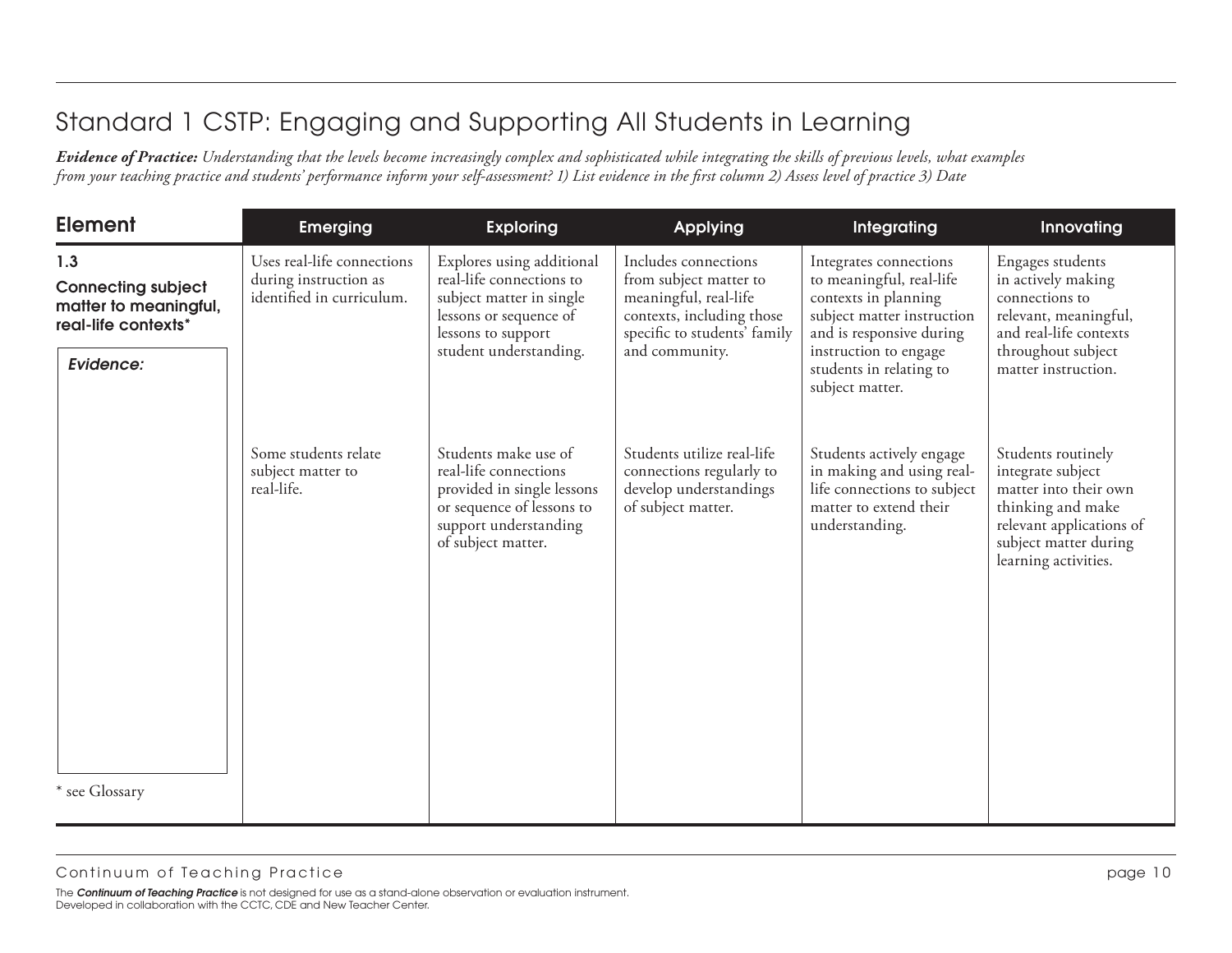# Standard 1 CSTP: Engaging and Supporting All Students in Learning

***Evidence of Practice:*** *Understanding that the levels become increasingly complex and sophisticated while integrating the skills of previous levels, what examples from your teaching practice and students' performance inform your self-assessment? 1) List evidence in the first column 2) Assess level of practice 3) Date*

| Element | Emerging | Exploring | Applying | Integrating | Innovating |
|---|---|---|---|---|---|
| **1.3 Connecting subject matter to meaningful, real-life contexts*** | Uses real-life connections during instruction as identified in curriculum. | Explores using additional real-life connections to subject matter in single lessons or sequence of lessons to support student understanding. | Includes connections from subject matter to meaningful, real-life contexts, including those specific to students' family and community. | Integrates connections to meaningful, real-life contexts in planning subject matter instruction and is responsive during instruction to engage students in relating to subject matter. | Engages students in actively making connections to relevant, meaningful, and real-life contexts throughout subject matter instruction. |
| ***Evidence:*** | Some students relate subject matter to real-life. | Students make use of real-life connections provided in single lessons or sequence of lessons to support understanding of subject matter. | Students utilize real-life connections regularly to develop understandings of subject matter. | Students actively engage in making and using real-life connections to subject matter to extend their understanding. | Students routinely integrate subject matter into their own thinking and make relevant applications of subject matter during learning activities. |

\* see Glossary

Continuum of Teaching Practice

The ***Continuum of Teaching Practice*** is not designed for use as a stand-alone observation or evaluation instrument.
Developed in collaboration with the CCTC, CDE and New Teacher Center.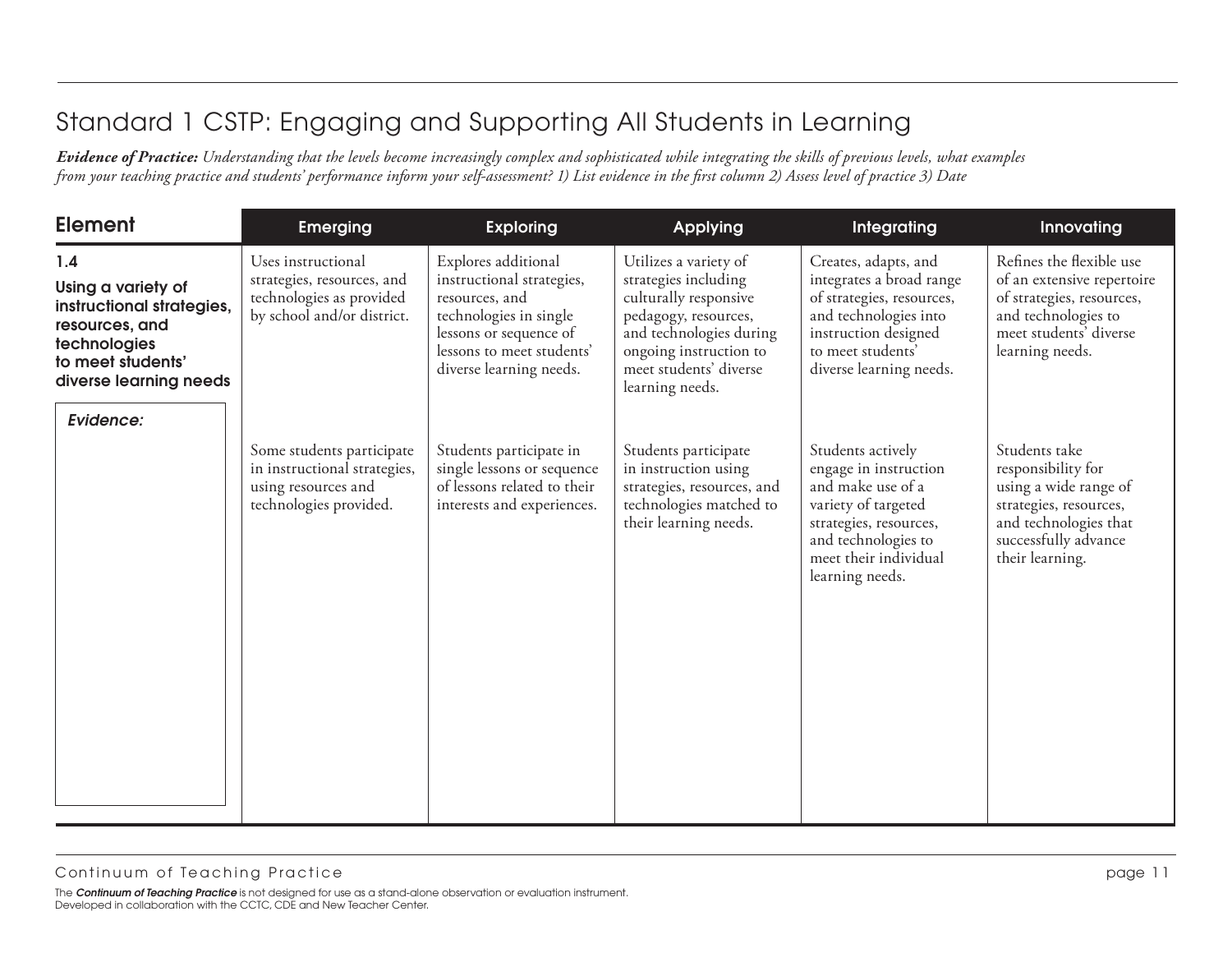# Standard 1 CSTP: Engaging and Supporting All Students in Learning

***Evidence of Practice:*** *Understanding that the levels become increasingly complex and sophisticated while integrating the skills of previous levels, what examples from your teaching practice and students' performance inform your self-assessment? 1) List evidence in the first column 2) Assess level of practice 3) Date*

| Element | Emerging | Exploring | Applying | Integrating | Innovating |
|---|---|---|---|---|---|
| **1.4 Using a variety of instructional strategies, resources, and technologies to meet students' diverse learning needs** | Uses instructional strategies, resources, and technologies as provided by school and/or district. | Explores additional instructional strategies, resources, and technologies in single lessons or sequence of lessons to meet students' diverse learning needs. | Utilizes a variety of strategies including culturally responsive pedagogy, resources, and technologies during ongoing instruction to meet students' diverse learning needs. | Creates, adapts, and integrates a broad range of strategies, resources, and technologies into instruction designed to meet students' diverse learning needs. | Refines the flexible use of an extensive repertoire of strategies, resources, and technologies to meet students' diverse learning needs. |
| ***Evidence:*** | Some students participate in instructional strategies, using resources and technologies provided. | Students participate in single lessons or sequence of lessons related to their interests and experiences. | Students participate in instruction using strategies, resources, and technologies matched to their learning needs. | Students actively engage in instruction and make use of a variety of targeted strategies, resources, and technologies to meet their individual learning needs. | Students take responsibility for using a wide range of strategies, resources, and technologies that successfully advance their learning. |

Continuum of Teaching Practice

The ***Continuum of Teaching Practice*** is not designed for use as a stand-alone observation or evaluation instrument.
Developed in collaboration with the CCTC, CDE and New Teacher Center.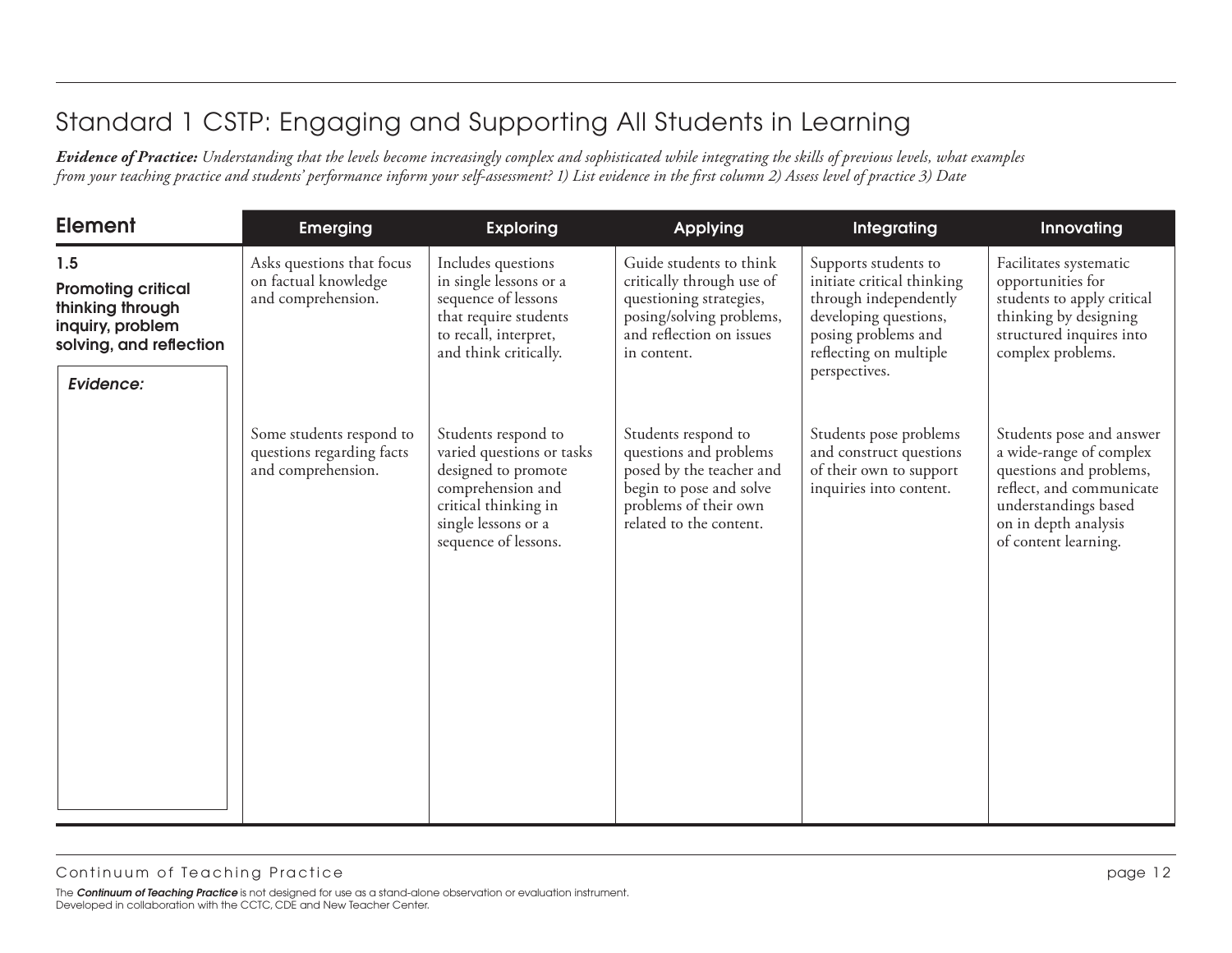# Standard 1 CSTP: Engaging and Supporting All Students in Learning

***Evidence of Practice:*** *Understanding that the levels become increasingly complex and sophisticated while integrating the skills of previous levels, what examples from your teaching practice and students' performance inform your self-assessment? 1) List evidence in the first column 2) Assess level of practice 3) Date*

| Element | Emerging | Exploring | Applying | Integrating | Innovating |
|---|---|---|---|---|---|
| **1.5** **Promoting critical thinking through inquiry, problem solving, and reflection** | Asks questions that focus on factual knowledge and comprehension. | Includes questions in single lessons or a sequence of lessons that require students to recall, interpret, and think critically. | Guide students to think critically through use of questioning strategies, posing/solving problems, and reflection on issues in content. | Supports students to initiate critical thinking through independently developing questions, posing problems and reflecting on multiple perspectives. | Facilitates systematic opportunities for students to apply critical thinking by designing structured inquires into complex problems. |
| ***Evidence:*** | Some students respond to questions regarding facts and comprehension. | Students respond to varied questions or tasks designed to promote comprehension and critical thinking in single lessons or a sequence of lessons. | Students respond to questions and problems posed by the teacher and begin to pose and solve problems of their own related to the content. | Students pose problems and construct questions of their own to support inquiries into content. | Students pose and answer a wide-range of complex questions and problems, reflect, and communicate understandings based on in depth analysis of content learning. |

The ***Continuum of Teaching Practice*** is not designed for use as a stand-alone observation or evaluation instrument.
Developed in collaboration with the CCTC, CDE and New Teacher Center.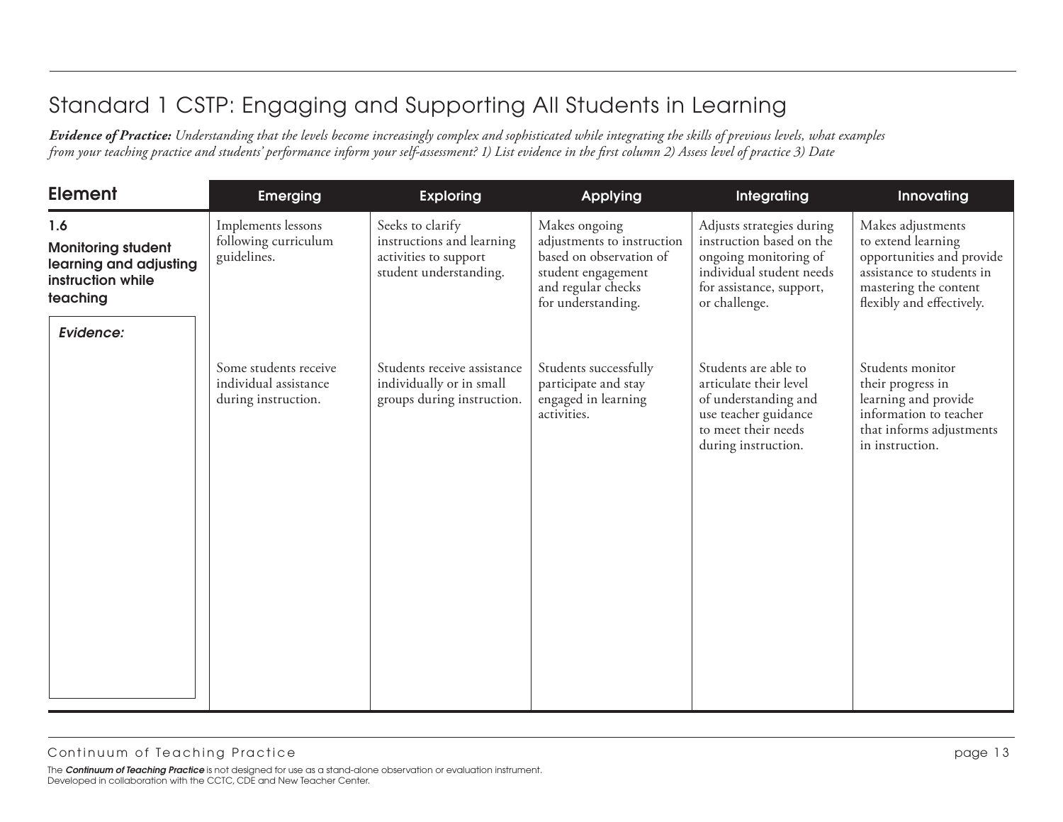# Standard 1 CSTP: Engaging and Supporting All Students in Learning

***Evidence of Practice:*** *Understanding that the levels become increasingly complex and sophisticated while integrating the skills of previous levels, what examples from your teaching practice and students' performance inform your self-assessment? 1) List evidence in the first column 2) Assess level of practice 3) Date*

| Element | Emerging | Exploring | Applying | Integrating | Innovating |
|---|---|---|---|---|---|
| **1.6 Monitoring student learning and adjusting instruction while teaching** | Implements lessons following curriculum guidelines. | Seeks to clarify instructions and learning activities to support student understanding. | Makes ongoing adjustments to instruction based on observation of student engagement and regular checks for understanding. | Adjusts strategies during instruction based on the ongoing monitoring of individual student needs for assistance, support, or challenge. | Makes adjustments to extend learning opportunities and provide assistance to students in mastering the content flexibly and effectively. |
| ***Evidence:*** | Some students receive individual assistance during instruction. | Students receive assistance individually or in small groups during instruction. | Students successfully participate and stay engaged in learning activities. | Students are able to articulate their level of understanding and use teacher guidance to meet their needs during instruction. | Students monitor their progress in learning and provide information to teacher that informs adjustments in instruction. |

Continuum of Teaching Practice

The ***Continuum of Teaching Practice*** is not designed for use as a stand-alone observation or evaluation instrument.
Developed in collaboration with the CCTC, CDE and New Teacher Center.